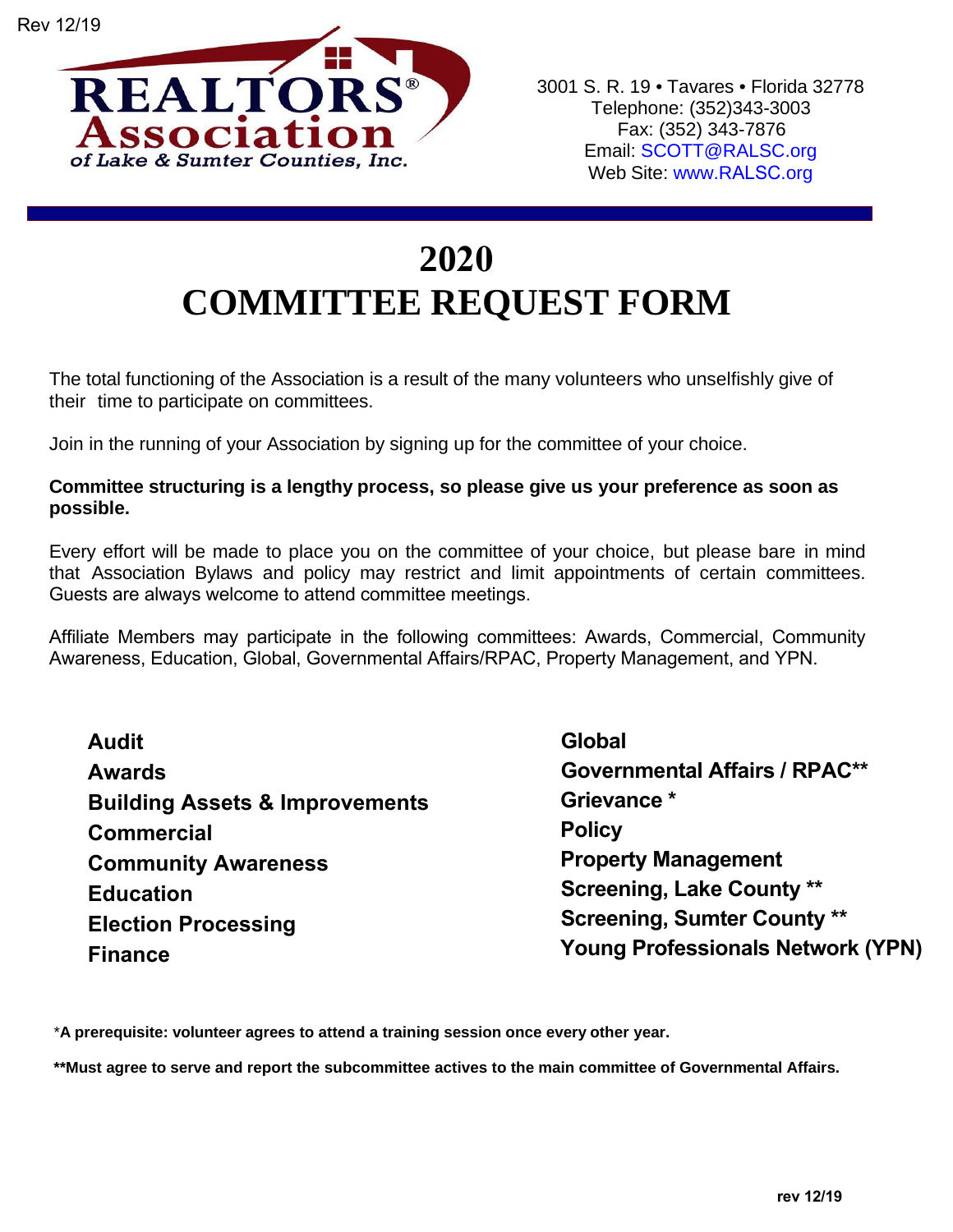Rev 12/19

REALTORS® Association of Lake & Sumter Counties, Inc.

3001 S. R. 19 • Tavares • Florida 32778
Telephone: (352)343-3003
Fax: (352) 343-7876
Email: SCOTT@RALSC.org
Web Site: www.RALSC.org

# 2020
# COMMITTEE REQUEST FORM

The total functioning of the Association is a result of the many volunteers who unselfishly give of their time to participate on committees.

Join in the running of your Association by signing up for the committee of your choice.

**Committee structuring is a lengthy process, so please give us your preference as soon as possible.**

Every effort will be made to place you on the committee of your choice, but please bare in mind that Association Bylaws and policy may restrict and limit appointments of certain committees. Guests are always welcome to attend committee meetings.

Affiliate Members may participate in the following committees: Awards, Commercial, Community Awareness, Education, Global, Governmental Affairs/RPAC, Property Management, and YPN.

**Audit**
**Awards**
**Building Assets & Improvements**
**Commercial**
**Community Awareness**
**Education**
**Election Processing**
**Finance**
**Global**
**Governmental Affairs / RPAC****
**Grievance ***
**Policy**
**Property Management**
**Screening, Lake County ****
**Screening, Sumter County ****
**Young Professionals Network (YPN)**

*__A prerequisite: volunteer agrees to attend a training session once every other year.__

**__Must agree to serve and report the subcommittee actives to the main committee of Governmental Affairs.__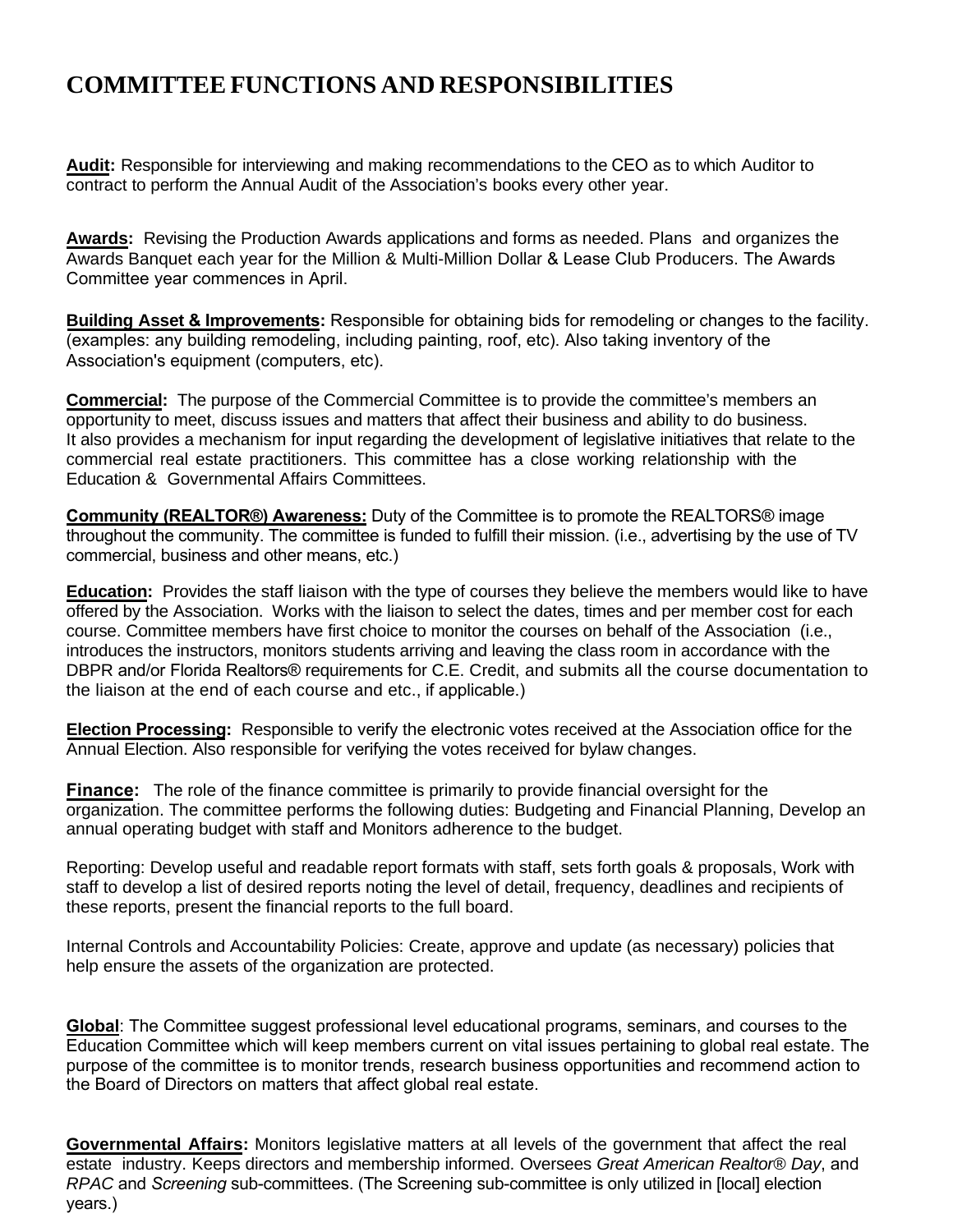# COMMITTEE FUNCTIONS AND RESPONSIBILITIES

**Audit:** Responsible for interviewing and making recommendations to the CEO as to which Auditor to contract to perform the Annual Audit of the Association's books every other year.

**Awards:** Revising the Production Awards applications and forms as needed. Plans and organizes the Awards Banquet each year for the Million & Multi-Million Dollar & Lease Club Producers. The Awards Committee year commences in April.

**Building Asset & Improvements:** Responsible for obtaining bids for remodeling or changes to the facility. (examples: any building remodeling, including painting, roof, etc). Also taking inventory of the Association's equipment (computers, etc).

**Commercial:** The purpose of the Commercial Committee is to provide the committee's members an opportunity to meet, discuss issues and matters that affect their business and ability to do business. It also provides a mechanism for input regarding the development of legislative initiatives that relate to the commercial real estate practitioners. This committee has a close working relationship with the Education & Governmental Affairs Committees.

**Community (REALTOR®) Awareness:** Duty of the Committee is to promote the REALTORS® image throughout the community. The committee is funded to fulfill their mission. (i.e., advertising by the use of TV commercial, business and other means, etc.)

**Education:** Provides the staff liaison with the type of courses they believe the members would like to have offered by the Association. Works with the liaison to select the dates, times and per member cost for each course. Committee members have first choice to monitor the courses on behalf of the Association (i.e., introduces the instructors, monitors students arriving and leaving the class room in accordance with the DBPR and/or Florida Realtors® requirements for C.E. Credit, and submits all the course documentation to the liaison at the end of each course and etc., if applicable.)

**Election Processing:** Responsible to verify the electronic votes received at the Association office for the Annual Election. Also responsible for verifying the votes received for bylaw changes.

**Finance:** The role of the finance committee is primarily to provide financial oversight for the organization. The committee performs the following duties: Budgeting and Financial Planning, Develop an annual operating budget with staff and Monitors adherence to the budget.

Reporting: Develop useful and readable report formats with staff, sets forth goals & proposals, Work with staff to develop a list of desired reports noting the level of detail, frequency, deadlines and recipients of these reports, present the financial reports to the full board.

Internal Controls and Accountability Policies: Create, approve and update (as necessary) policies that help ensure the assets of the organization are protected.

**Global**: The Committee suggest professional level educational programs, seminars, and courses to the Education Committee which will keep members current on vital issues pertaining to global real estate. The purpose of the committee is to monitor trends, research business opportunities and recommend action to the Board of Directors on matters that affect global real estate.

**Governmental Affairs:** Monitors legislative matters at all levels of the government that affect the real estate industry. Keeps directors and membership informed. Oversees *Great American Realtor® Day*, and *RPAC* and *Screening* sub-committees. (The Screening sub-committee is only utilized in [local] election years.)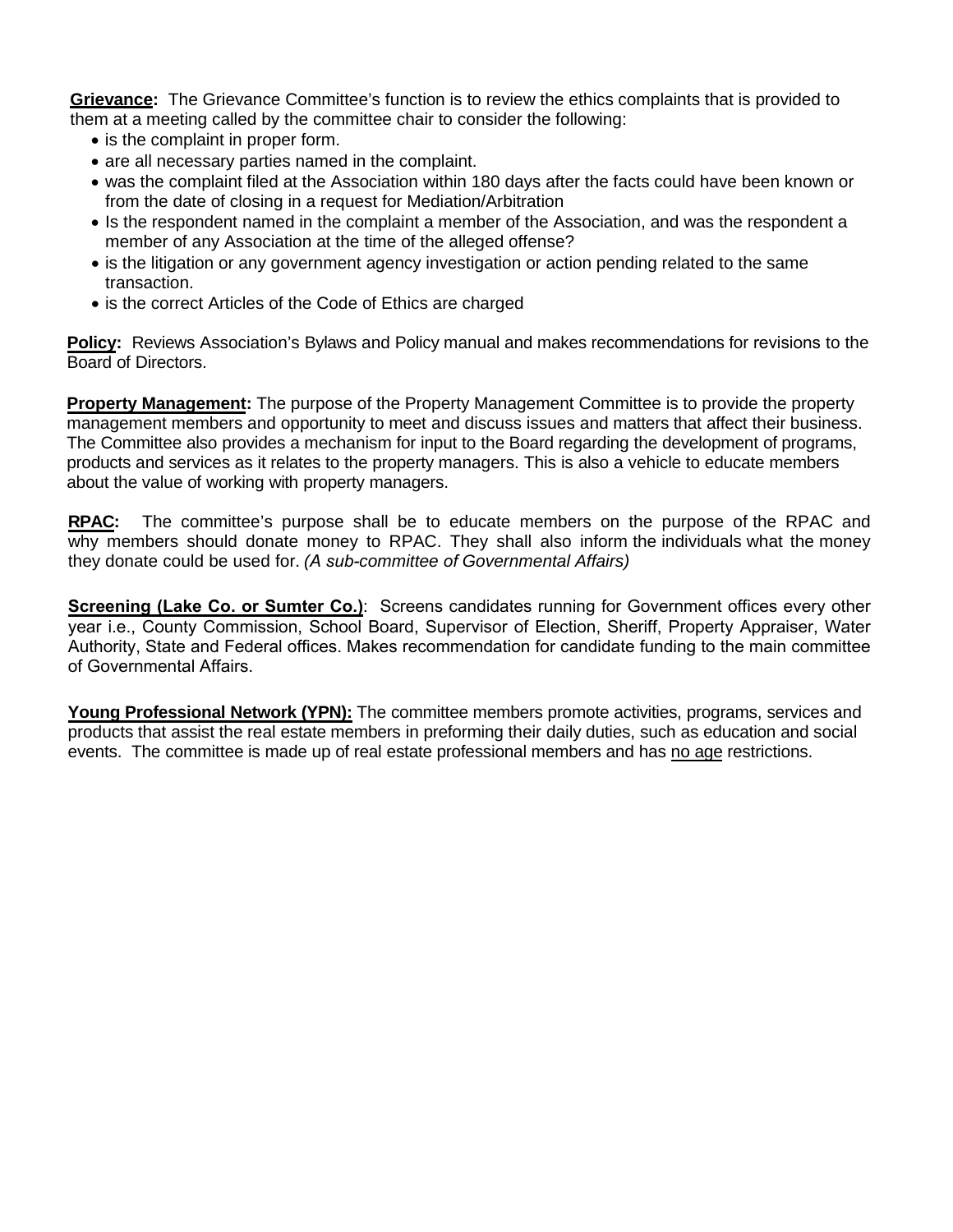**<u>Grievance</u>:** The Grievance Committee's function is to review the ethics complaints that is provided to them at a meeting called by the committee chair to consider the following:

- is the complaint in proper form.
- are all necessary parties named in the complaint.
- was the complaint filed at the Association within 180 days after the facts could have been known or from the date of closing in a request for Mediation/Arbitration
- Is the respondent named in the complaint a member of the Association, and was the respondent a member of any Association at the time of the alleged offense?
- is the litigation or any government agency investigation or action pending related to the same transaction.
- is the correct Articles of the Code of Ethics are charged

**<u>Policy</u>:** Reviews Association's Bylaws and Policy manual and makes recommendations for revisions to the Board of Directors.

**<u>Property Management</u>:** The purpose of the Property Management Committee is to provide the property management members and opportunity to meet and discuss issues and matters that affect their business. The Committee also provides a mechanism for input to the Board regarding the development of programs, products and services as it relates to the property managers. This is also a vehicle to educate members about the value of working with property managers.

**<u>RPAC</u>:** The committee's purpose shall be to educate members on the purpose of the RPAC and why members should donate money to RPAC. They shall also inform the individuals what the money they donate could be used for. *(A sub-committee of Governmental Affairs)*

**<u>Screening (Lake Co. or Sumter Co.)</u>**: Screens candidates running for Government offices every other year i.e., County Commission, School Board, Supervisor of Election, Sheriff, Property Appraiser, Water Authority, State and Federal offices. Makes recommendation for candidate funding to the main committee of Governmental Affairs.

**<u>Young Professional Network (YPN):</u>** The committee members promote activities, programs, services and products that assist the real estate members in preforming their daily duties, such as education and social events. The committee is made up of real estate professional members and has <u>no age</u> restrictions.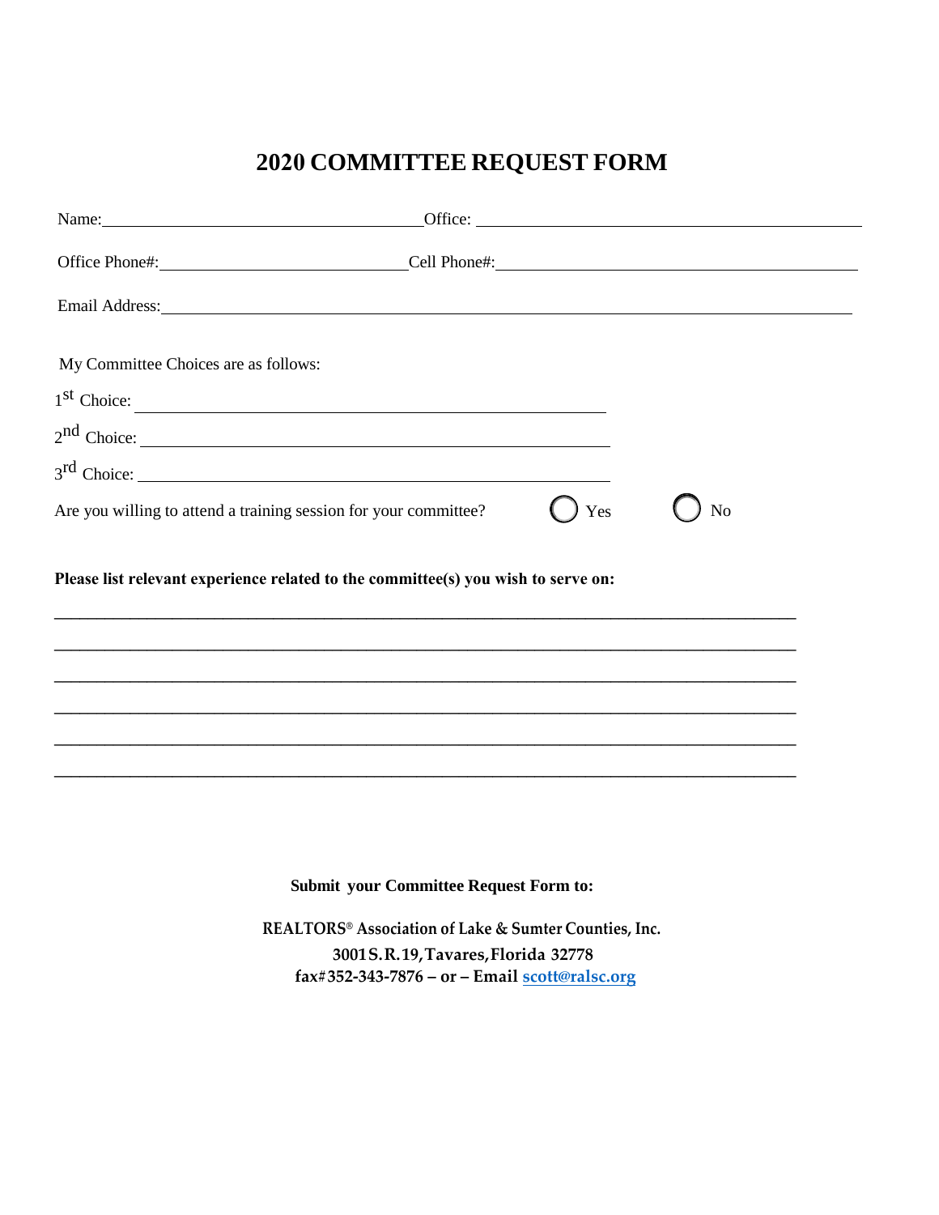# 2020 COMMITTEE REQUEST FORM

Name:\_\_\_\_\_\_\_\_\_\_\_\_\_\_\_\_\_\_\_\_\_\_\_\_\_\_\_\_\_\_\_\_\_\_\_\_ Office: \_\_\_\_\_\_\_\_\_\_\_\_\_\_\_\_\_\_\_\_\_\_\_\_\_\_\_\_\_\_\_\_\_\_\_\_\_\_\_\_\_\_

Office Phone#:\_\_\_\_\_\_\_\_\_\_\_\_\_\_\_\_\_\_\_\_\_\_\_\_\_\_\_ Cell Phone#:\_\_\_\_\_\_\_\_\_\_\_\_\_\_\_\_\_\_\_\_\_\_\_\_\_\_\_\_\_\_\_\_\_\_\_\_\_\_\_

Email Address:\_\_\_\_\_\_\_\_\_\_\_\_\_\_\_\_\_\_\_\_\_\_\_\_\_\_\_\_\_\_\_\_\_\_\_\_\_\_\_\_\_\_\_\_\_\_\_\_\_\_\_\_\_\_\_\_\_\_\_\_\_\_\_\_\_\_\_\_\_\_\_\_\_\_\_\_\_\_

My Committee Choices are as follows:

1st Choice: \_\_\_\_\_\_\_\_\_\_\_\_\_\_\_\_\_\_\_\_\_\_\_\_\_\_\_\_\_\_\_\_\_\_\_\_\_\_\_\_\_\_\_\_\_\_\_\_\_\_\_\_

2nd Choice: \_\_\_\_\_\_\_\_\_\_\_\_\_\_\_\_\_\_\_\_\_\_\_\_\_\_\_\_\_\_\_\_\_\_\_\_\_\_\_\_\_\_\_\_\_\_\_\_\_\_\_\_

3rd Choice: \_\_\_\_\_\_\_\_\_\_\_\_\_\_\_\_\_\_\_\_\_\_\_\_\_\_\_\_\_\_\_\_\_\_\_\_\_\_\_\_\_\_\_\_\_\_\_\_\_\_\_\_

Are you willing to attend a training session for your committee? ◯ Yes ◯ No

**Please list relevant experience related to the committee(s) you wish to serve on:**

\_\_\_\_\_\_\_\_\_\_\_\_\_\_\_\_\_\_\_\_\_\_\_\_\_\_\_\_\_\_\_\_\_\_\_\_\_\_\_\_\_\_\_\_\_\_\_\_\_\_\_\_\_\_\_\_\_\_\_\_\_\_\_\_\_\_\_\_\_\_\_\_\_\_\_\_\_\_\_\_\_\_

\_\_\_\_\_\_\_\_\_\_\_\_\_\_\_\_\_\_\_\_\_\_\_\_\_\_\_\_\_\_\_\_\_\_\_\_\_\_\_\_\_\_\_\_\_\_\_\_\_\_\_\_\_\_\_\_\_\_\_\_\_\_\_\_\_\_\_\_\_\_\_\_\_\_\_\_\_\_\_\_\_\_

\_\_\_\_\_\_\_\_\_\_\_\_\_\_\_\_\_\_\_\_\_\_\_\_\_\_\_\_\_\_\_\_\_\_\_\_\_\_\_\_\_\_\_\_\_\_\_\_\_\_\_\_\_\_\_\_\_\_\_\_\_\_\_\_\_\_\_\_\_\_\_\_\_\_\_\_\_\_\_\_\_\_

\_\_\_\_\_\_\_\_\_\_\_\_\_\_\_\_\_\_\_\_\_\_\_\_\_\_\_\_\_\_\_\_\_\_\_\_\_\_\_\_\_\_\_\_\_\_\_\_\_\_\_\_\_\_\_\_\_\_\_\_\_\_\_\_\_\_\_\_\_\_\_\_\_\_\_\_\_\_\_\_\_\_

\_\_\_\_\_\_\_\_\_\_\_\_\_\_\_\_\_\_\_\_\_\_\_\_\_\_\_\_\_\_\_\_\_\_\_\_\_\_\_\_\_\_\_\_\_\_\_\_\_\_\_\_\_\_\_\_\_\_\_\_\_\_\_\_\_\_\_\_\_\_\_\_\_\_\_\_\_\_\_\_\_\_

\_\_\_\_\_\_\_\_\_\_\_\_\_\_\_\_\_\_\_\_\_\_\_\_\_\_\_\_\_\_\_\_\_\_\_\_\_\_\_\_\_\_\_\_\_\_\_\_\_\_\_\_\_\_\_\_\_\_\_\_\_\_\_\_\_\_\_\_\_\_\_\_\_\_\_\_\_\_\_\_\_\_

**Submit your Committee Request Form to:**

**REALTORS® Association of Lake & Sumter Counties, Inc.**
**3001 S.R. 19, Tavares, Florida 32778**
**fax# 352-343-7876 – or – Email scott@ralsc.org**